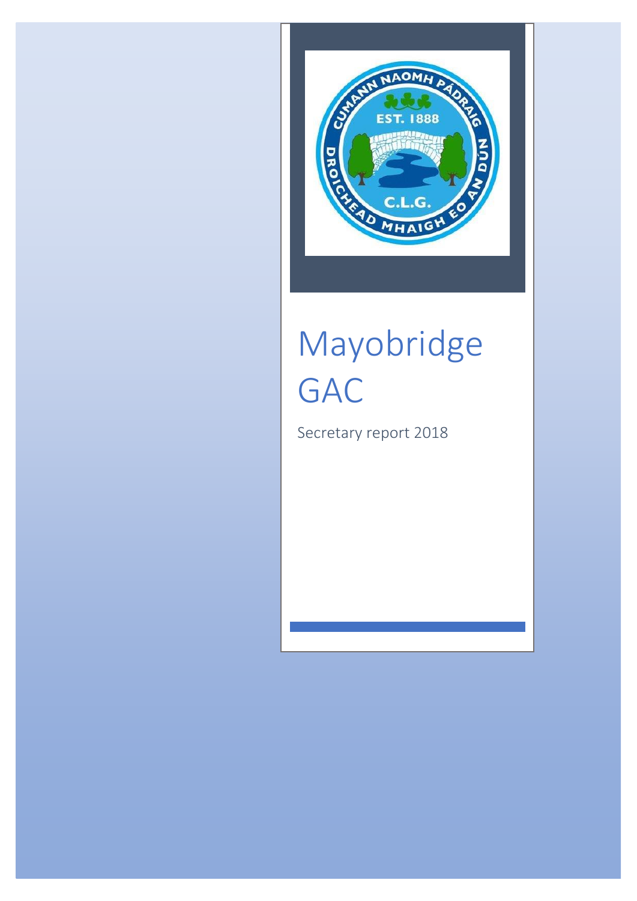# Mayobridge GAC

Secretary report 2018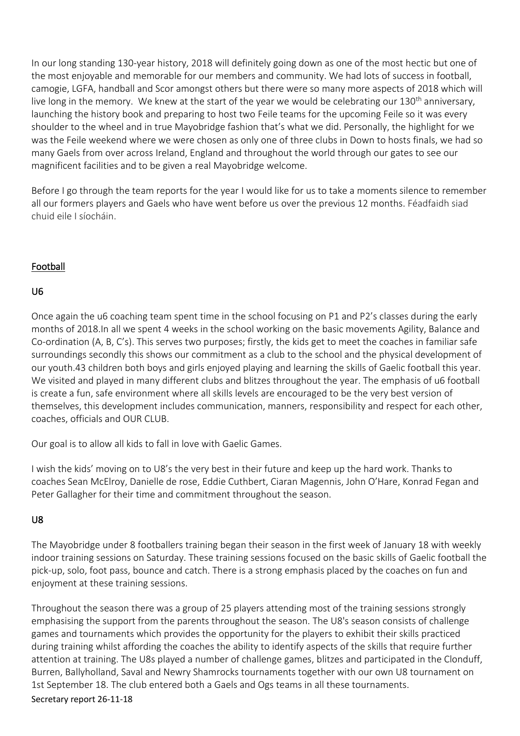In our long standing 130-year history, 2018 will definitely going down as one of the most hectic but one of the most enjoyable and memorable for our members and community. We had lots of success in football, camogie, LGFA, handball and Scor amongst others but there were so many more aspects of 2018 which will live long in the memory. We knew at the start of the year we would be celebrating our 130th anniversary, launching the history book and preparing to host two Feile teams for the upcoming Feile so it was every shoulder to the wheel and in true Mayobridge fashion that's what we did. Personally, the highlight for we was the Feile weekend where we were chosen as only one of three clubs in Down to hosts finals, we had so many Gaels from over across Ireland, England and throughout the world through our gates to see our magnificent facilities and to be given a real Mayobridge welcome.

Before I go through the team reports for the year I would like for us to take a moments silence to remember all our formers players and Gaels who have went before us over the previous 12 months. Féadfaidh siad chuid eile I síocháin.

## Football

### U6

Once again the u6 coaching team spent time in the school focusing on P1 and P2's classes during the early months of 2018.In all we spent 4 weeks in the school working on the basic movements Agility, Balance and Co-ordination (A, B, C's). This serves two purposes; firstly, the kids get to meet the coaches in familiar safe surroundings secondly this shows our commitment as a club to the school and the physical development of our youth.43 children both boys and girls enjoyed playing and learning the skills of Gaelic football this year. We visited and played in many different clubs and blitzes throughout the year. The emphasis of u6 football is create a fun, safe environment where all skills levels are encouraged to be the very best version of themselves, this development includes communication, manners, responsibility and respect for each other, coaches, officials and OUR CLUB.

Our goal is to allow all kids to fall in love with Gaelic Games.

I wish the kids' moving on to U8's the very best in their future and keep up the hard work. Thanks to coaches Sean McElroy, Danielle de rose, Eddie Cuthbert, Ciaran Magennis, John O'Hare, Konrad Fegan and Peter Gallagher for their time and commitment throughout the season.

### U8

The Mayobridge under 8 footballers training began their season in the first week of January 18 with weekly indoor training sessions on Saturday. These training sessions focused on the basic skills of Gaelic football the pick-up, solo, foot pass, bounce and catch. There is a strong emphasis placed by the coaches on fun and enjoyment at these training sessions.

Throughout the season there was a group of 25 players attending most of the training sessions strongly emphasising the support from the parents throughout the season. The U8's season consists of challenge games and tournaments which provides the opportunity for the players to exhibit their skills practiced during training whilst affording the coaches the ability to identify aspects of the skills that require further attention at training. The U8s played a number of challenge games, blitzes and participated in the Clonduff, Burren, Ballyholland, Saval and Newry Shamrocks tournaments together with our own U8 tournament on 1st September 18. The club entered both a Gaels and Ogs teams in all these tournaments.

Secretary report 26-11-18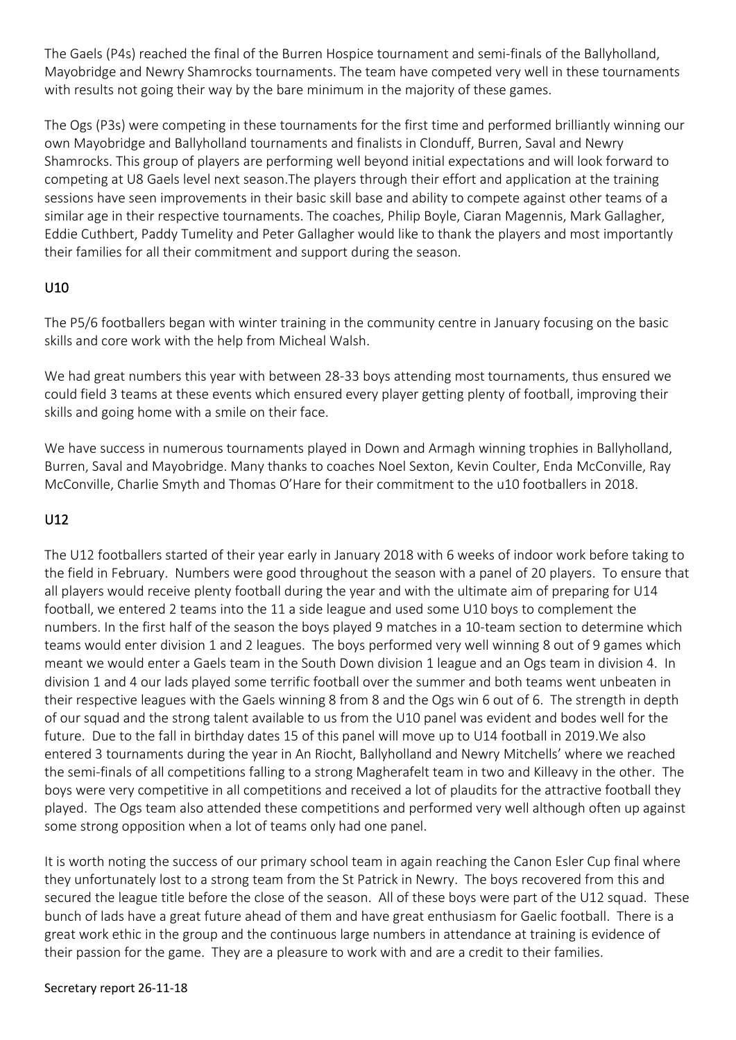The Gaels (P4s) reached the final of the Burren Hospice tournament and semi-finals of the Ballyholland, Mayobridge and Newry Shamrocks tournaments. The team have competed very well in these tournaments with results not going their way by the bare minimum in the majority of these games.

The Ogs (P3s) were competing in these tournaments for the first time and performed brilliantly winning our own Mayobridge and Ballyholland tournaments and finalists in Clonduff, Burren, Saval and Newry Shamrocks. This group of players are performing well beyond initial expectations and will look forward to competing at U8 Gaels level next season.The players through their effort and application at the training sessions have seen improvements in their basic skill base and ability to compete against other teams of a similar age in their respective tournaments. The coaches, Philip Boyle, Ciaran Magennis, Mark Gallagher, Eddie Cuthbert, Paddy Tumelity and Peter Gallagher would like to thank the players and most importantly their families for all their commitment and support during the season.

## U10

The P5/6 footballers began with winter training in the community centre in January focusing on the basic skills and core work with the help from Micheal Walsh.

We had great numbers this year with between 28-33 boys attending most tournaments, thus ensured we could field 3 teams at these events which ensured every player getting plenty of football, improving their skills and going home with a smile on their face.

We have success in numerous tournaments played in Down and Armagh winning trophies in Ballyholland, Burren, Saval and Mayobridge. Many thanks to coaches Noel Sexton, Kevin Coulter, Enda McConville, Ray McConville, Charlie Smyth and Thomas O'Hare for their commitment to the u10 footballers in 2018.

## U12

The U12 footballers started of their year early in January 2018 with 6 weeks of indoor work before taking to the field in February. Numbers were good throughout the season with a panel of 20 players. To ensure that all players would receive plenty football during the year and with the ultimate aim of preparing for U14 football, we entered 2 teams into the 11 a side league and used some U10 boys to complement the numbers. In the first half of the season the boys played 9 matches in a 10-team section to determine which teams would enter division 1 and 2 leagues. The boys performed very well winning 8 out of 9 games which meant we would enter a Gaels team in the South Down division 1 league and an Ogs team in division 4. In division 1 and 4 our lads played some terrific football over the summer and both teams went unbeaten in their respective leagues with the Gaels winning 8 from 8 and the Ogs win 6 out of 6. The strength in depth of our squad and the strong talent available to us from the U10 panel was evident and bodes well for the future. Due to the fall in birthday dates 15 of this panel will move up to U14 football in 2019.We also entered 3 tournaments during the year in An Riocht, Ballyholland and Newry Mitchells' where we reached the semi-finals of all competitions falling to a strong Magherafelt team in two and Killeavy in the other. The boys were very competitive in all competitions and received a lot of plaudits for the attractive football they played. The Ogs team also attended these competitions and performed very well although often up against some strong opposition when a lot of teams only had one panel.

It is worth noting the success of our primary school team in again reaching the Canon Esler Cup final where they unfortunately lost to a strong team from the St Patrick in Newry. The boys recovered from this and secured the league title before the close of the season. All of these boys were part of the U12 squad. These bunch of lads have a great future ahead of them and have great enthusiasm for Gaelic football. There is a great work ethic in the group and the continuous large numbers in attendance at training is evidence of their passion for the game. They are a pleasure to work with and are a credit to their families.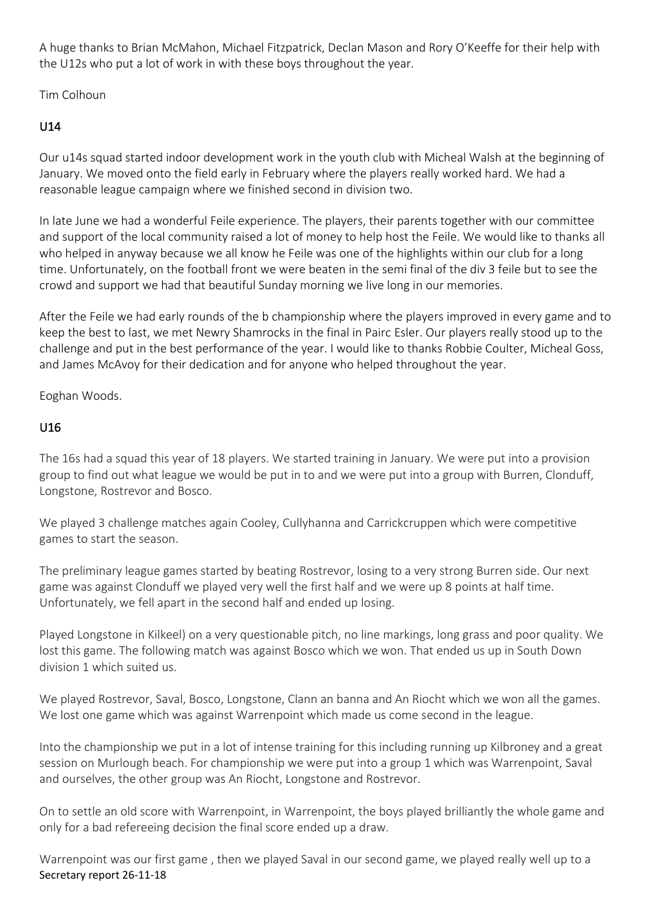A huge thanks to Brian McMahon, Michael Fitzpatrick, Declan Mason and Rory O'Keeffe for their help with the U12s who put a lot of work in with these boys throughout the year.

Tim Colhoun

## U14

Our u14s squad started indoor development work in the youth club with Micheal Walsh at the beginning of January. We moved onto the field early in February where the players really worked hard. We had a reasonable league campaign where we finished second in division two.

In late June we had a wonderful Feile experience. The players, their parents together with our committee and support of the local community raised a lot of money to help host the Feile. We would like to thanks all who helped in anyway because we all know he Feile was one of the highlights within our club for a long time. Unfortunately, on the football front we were beaten in the semi final of the div 3 feile but to see the crowd and support we had that beautiful Sunday morning we live long in our memories.

After the Feile we had early rounds of the b championship where the players improved in every game and to keep the best to last, we met Newry Shamrocks in the final in Pairc Esler. Our players really stood up to the challenge and put in the best performance of the year. I would like to thanks Robbie Coulter, Micheal Goss, and James McAvoy for their dedication and for anyone who helped throughout the year.

Eoghan Woods.

## U16

The 16s had a squad this year of 18 players. We started training in January. We were put into a provision group to find out what league we would be put in to and we were put into a group with Burren, Clonduff, Longstone, Rostrevor and Bosco.

We played 3 challenge matches again Cooley, Cullyhanna and Carrickcruppen which were competitive games to start the season.

The preliminary league games started by beating Rostrevor, losing to a very strong Burren side. Our next game was against Clonduff we played very well the first half and we were up 8 points at half time. Unfortunately, we fell apart in the second half and ended up losing.

Played Longstone in Kilkeel) on a very questionable pitch, no line markings, long grass and poor quality. We lost this game. The following match was against Bosco which we won. That ended us up in South Down division 1 which suited us.

We played Rostrevor, Saval, Bosco, Longstone, Clann an banna and An Riocht which we won all the games. We lost one game which was against Warrenpoint which made us come second in the league.

Into the championship we put in a lot of intense training for this including running up Kilbroney and a great session on Murlough beach. For championship we were put into a group 1 which was Warrenpoint, Saval and ourselves, the other group was An Riocht, Longstone and Rostrevor.

On to settle an old score with Warrenpoint, in Warrenpoint, the boys played brilliantly the whole game and only for a bad refereeing decision the final score ended up a draw.

Warrenpoint was our first game , then we played Saval in our second game, we played really well up to a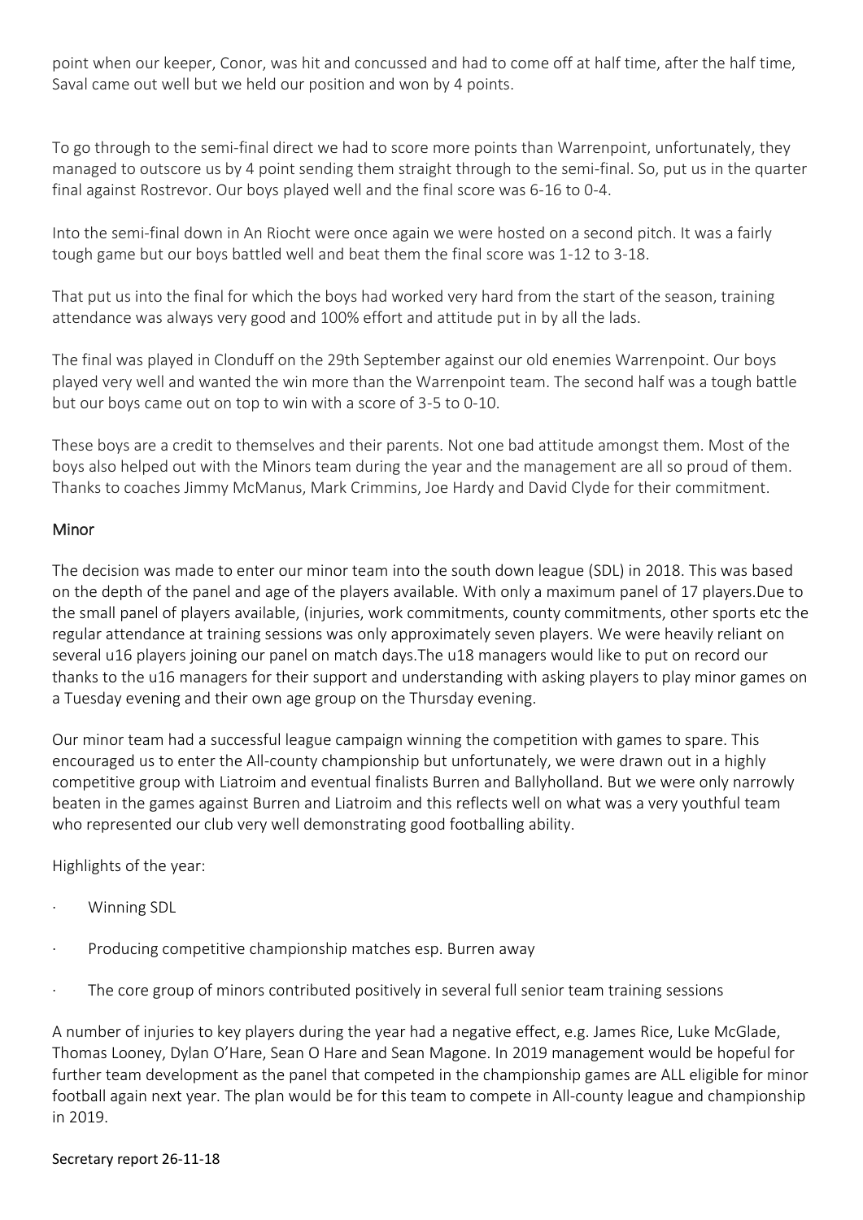point when our keeper, Conor, was hit and concussed and had to come off at half time, after the half time, Saval came out well but we held our position and won by 4 points.

To go through to the semi-final direct we had to score more points than Warrenpoint, unfortunately, they managed to outscore us by 4 point sending them straight through to the semi-final. So, put us in the quarter final against Rostrevor. Our boys played well and the final score was 6-16 to 0-4.

Into the semi-final down in An Riocht were once again we were hosted on a second pitch. It was a fairly tough game but our boys battled well and beat them the final score was 1-12 to 3-18.

That put us into the final for which the boys had worked very hard from the start of the season, training attendance was always very good and 100% effort and attitude put in by all the lads.

The final was played in Clonduff on the 29th September against our old enemies Warrenpoint. Our boys played very well and wanted the win more than the Warrenpoint team. The second half was a tough battle but our boys came out on top to win with a score of 3-5 to 0-10.

These boys are a credit to themselves and their parents. Not one bad attitude amongst them. Most of the boys also helped out with the Minors team during the year and the management are all so proud of them. Thanks to coaches Jimmy McManus, Mark Crimmins, Joe Hardy and David Clyde for their commitment.

## Minor

The decision was made to enter our minor team into the south down league (SDL) in 2018. This was based on the depth of the panel and age of the players available. With only a maximum panel of 17 players.Due to the small panel of players available, (injuries, work commitments, county commitments, other sports etc the regular attendance at training sessions was only approximately seven players. We were heavily reliant on several u16 players joining our panel on match days.The u18 managers would like to put on record our thanks to the u16 managers for their support and understanding with asking players to play minor games on a Tuesday evening and their own age group on the Thursday evening.

Our minor team had a successful league campaign winning the competition with games to spare. This encouraged us to enter the All-county championship but unfortunately, we were drawn out in a highly competitive group with Liatroim and eventual finalists Burren and Ballyholland. But we were only narrowly beaten in the games against Burren and Liatroim and this reflects well on what was a very youthful team who represented our club very well demonstrating good footballing ability.

Highlights of the year:

- Winning SDL
- Producing competitive championship matches esp. Burren away
- The core group of minors contributed positively in several full senior team training sessions

A number of injuries to key players during the year had a negative effect, e.g. James Rice, Luke McGlade, Thomas Looney, Dylan O'Hare, Sean O Hare and Sean Magone. In 2019 management would be hopeful for further team development as the panel that competed in the championship games are ALL eligible for minor football again next year. The plan would be for this team to compete in All-county league and championship in 2019.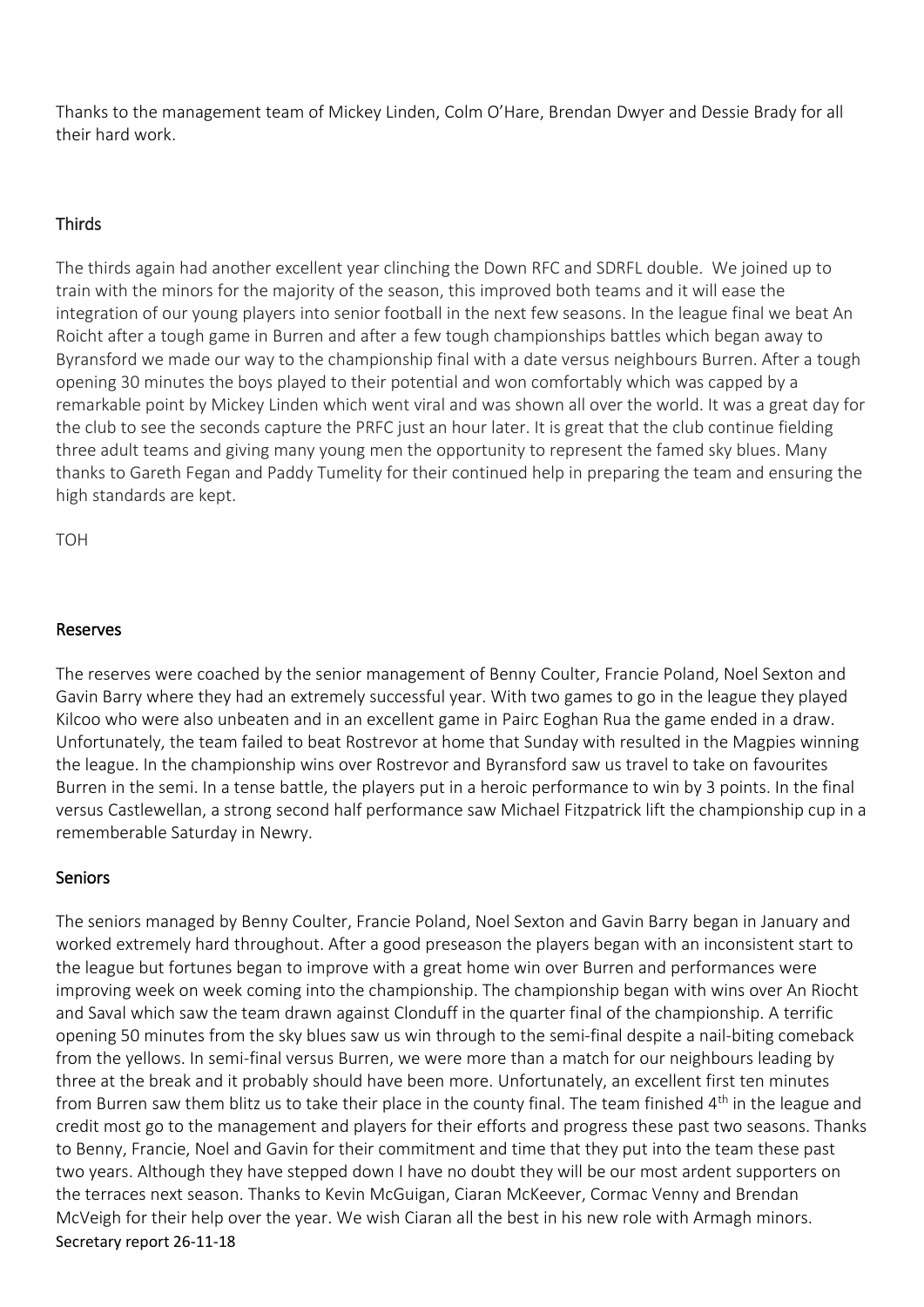Thanks to the management team of Mickey Linden, Colm O'Hare, Brendan Dwyer and Dessie Brady for all their hard work.

## Thirds

The thirds again had another excellent year clinching the Down RFC and SDRFL double. We joined up to train with the minors for the majority of the season, this improved both teams and it will ease the integration of our young players into senior football in the next few seasons. In the league final we beat An Roicht after a tough game in Burren and after a few tough championships battles which began away to Byransford we made our way to the championship final with a date versus neighbours Burren. After a tough opening 30 minutes the boys played to their potential and won comfortably which was capped by a remarkable point by Mickey Linden which went viral and was shown all over the world. It was a great day for the club to see the seconds capture the PRFC just an hour later. It is great that the club continue fielding three adult teams and giving many young men the opportunity to represent the famed sky blues. Many thanks to Gareth Fegan and Paddy Tumelity for their continued help in preparing the team and ensuring the high standards are kept.

TOH

## Reserves

The reserves were coached by the senior management of Benny Coulter, Francie Poland, Noel Sexton and Gavin Barry where they had an extremely successful year. With two games to go in the league they played Kilcoo who were also unbeaten and in an excellent game in Pairc Eoghan Rua the game ended in a draw. Unfortunately, the team failed to beat Rostrevor at home that Sunday with resulted in the Magpies winning the league. In the championship wins over Rostrevor and Byransford saw us travel to take on favourites Burren in the semi. In a tense battle, the players put in a heroic performance to win by 3 points. In the final versus Castlewellan, a strong second half performance saw Michael Fitzpatrick lift the championship cup in a rememberable Saturday in Newry.

## Seniors

The seniors managed by Benny Coulter, Francie Poland, Noel Sexton and Gavin Barry began in January and worked extremely hard throughout. After a good preseason the players began with an inconsistent start to the league but fortunes began to improve with a great home win over Burren and performances were improving week on week coming into the championship. The championship began with wins over An Riocht and Saval which saw the team drawn against Clonduff in the quarter final of the championship. A terrific opening 50 minutes from the sky blues saw us win through to the semi-final despite a nail-biting comeback from the yellows. In semi-final versus Burren, we were more than a match for our neighbours leading by three at the break and it probably should have been more. Unfortunately, an excellent first ten minutes from Burren saw them blitz us to take their place in the county final. The team finished 4th in the league and credit most go to the management and players for their efforts and progress these past two seasons. Thanks to Benny, Francie, Noel and Gavin for their commitment and time that they put into the team these past two years. Although they have stepped down I have no doubt they will be our most ardent supporters on the terraces next season. Thanks to Kevin McGuigan, Ciaran McKeever, Cormac Venny and Brendan McVeigh for their help over the year. We wish Ciaran all the best in his new role with Armagh minors.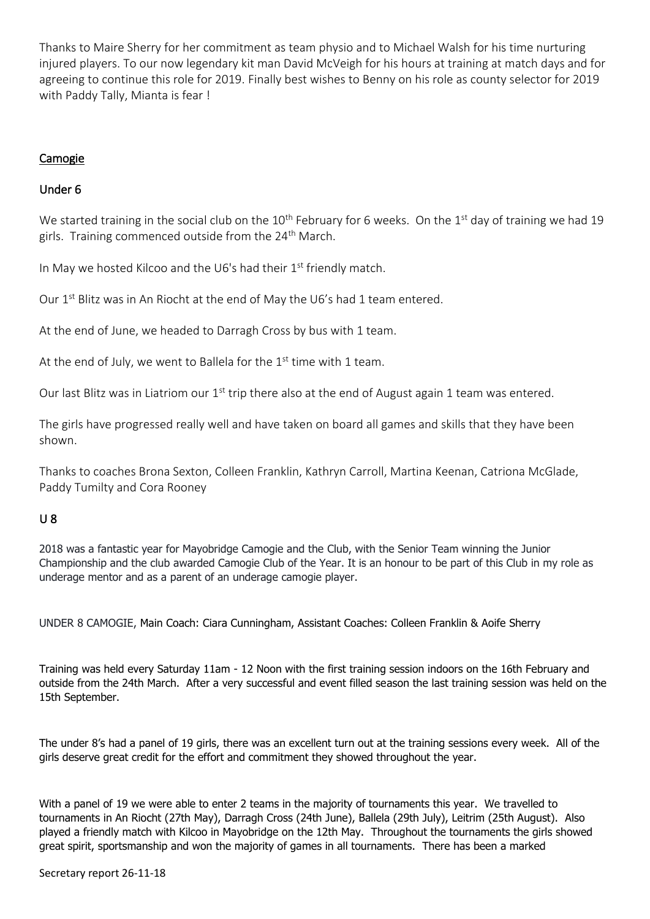Thanks to Maire Sherry for her commitment as team physio and to Michael Walsh for his time nurturing injured players. To our now legendary kit man David McVeigh for his hours at training at match days and for agreeing to continue this role for 2019. Finally best wishes to Benny on his role as county selector for 2019 with Paddy Tally, Mianta is fear !

## Camogie

### Under 6

We started training in the social club on the 10th February for 6 weeks. On the 1st day of training we had 19 girls. Training commenced outside from the 24th March.

In May we hosted Kilcoo and the U6's had their 1st friendly match.

Our 1st Blitz was in An Riocht at the end of May the U6's had 1 team entered.

At the end of June, we headed to Darragh Cross by bus with 1 team.

At the end of July, we went to Ballela for the 1st time with 1 team.

Our last Blitz was in Liatriom our 1st trip there also at the end of August again 1 team was entered.

The girls have progressed really well and have taken on board all games and skills that they have been shown.

Thanks to coaches Brona Sexton, Colleen Franklin, Kathryn Carroll, Martina Keenan, Catriona McGlade, Paddy Tumilty and Cora Rooney

### U 8

2018 was a fantastic year for Mayobridge Camogie and the Club, with the Senior Team winning the Junior Championship and the club awarded Camogie Club of the Year. It is an honour to be part of this Club in my role as underage mentor and as a parent of an underage camogie player.

UNDER 8 CAMOGIE, Main Coach: Ciara Cunningham, Assistant Coaches: Colleen Franklin & Aoife Sherry

Training was held every Saturday 11am - 12 Noon with the first training session indoors on the 16th February and outside from the 24th March. After a very successful and event filled season the last training session was held on the 15th September.

The under 8's had a panel of 19 girls, there was an excellent turn out at the training sessions every week. All of the girls deserve great credit for the effort and commitment they showed throughout the year.

With a panel of 19 we were able to enter 2 teams in the majority of tournaments this year. We travelled to tournaments in An Riocht (27th May), Darragh Cross (24th June), Ballela (29th July), Leitrim (25th August). Also played a friendly match with Kilcoo in Mayobridge on the 12th May. Throughout the tournaments the girls showed great spirit, sportsmanship and won the majority of games in all tournaments. There has been a marked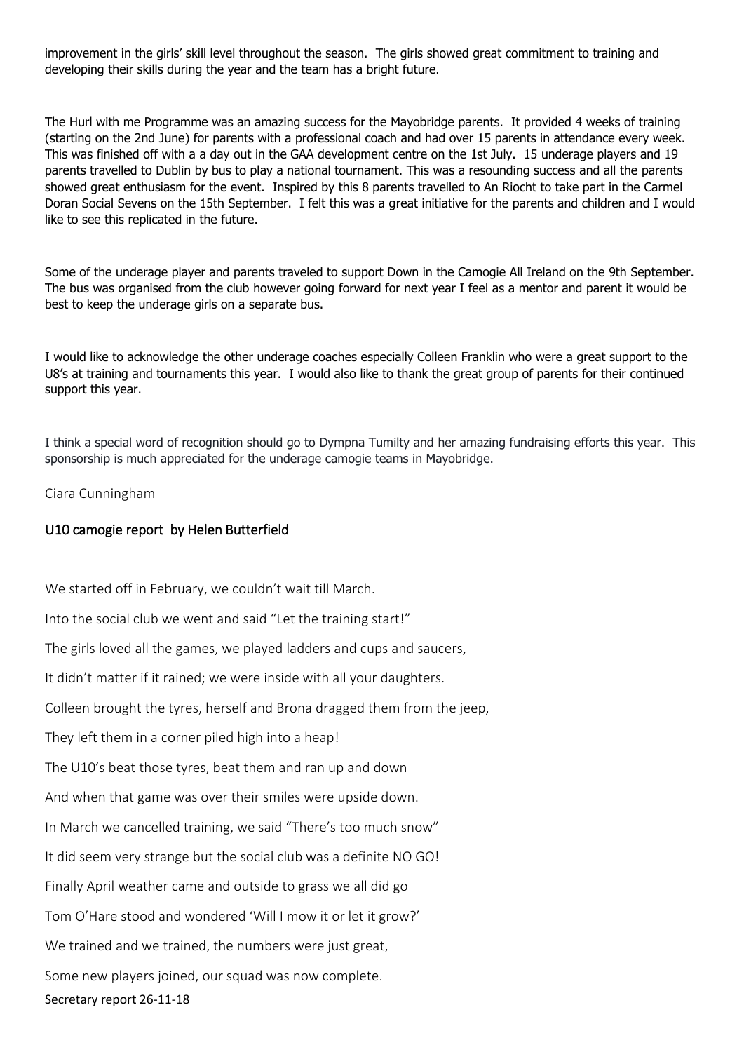improvement in the girls' skill level throughout the season. The girls showed great commitment to training and developing their skills during the year and the team has a bright future.

The Hurl with me Programme was an amazing success for the Mayobridge parents. It provided 4 weeks of training (starting on the 2nd June) for parents with a professional coach and had over 15 parents in attendance every week. This was finished off with a a day out in the GAA development centre on the 1st July. 15 underage players and 19 parents travelled to Dublin by bus to play a national tournament. This was a resounding success and all the parents showed great enthusiasm for the event. Inspired by this 8 parents travelled to An Riocht to take part in the Carmel Doran Social Sevens on the 15th September. I felt this was a great initiative for the parents and children and I would like to see this replicated in the future.

Some of the underage player and parents traveled to support Down in the Camogie All Ireland on the 9th September. The bus was organised from the club however going forward for next year I feel as a mentor and parent it would be best to keep the underage girls on a separate bus.

I would like to acknowledge the other underage coaches especially Colleen Franklin who were a great support to the U8's at training and tournaments this year. I would also like to thank the great group of parents for their continued support this year.

I think a special word of recognition should go to Dympna Tumilty and her amazing fundraising efforts this year. This sponsorship is much appreciated for the underage camogie teams in Mayobridge.

Ciara Cunningham

## U10 camogie report by Helen Butterfield

We started off in February, we couldn't wait till March.

Into the social club we went and said "Let the training start!"

The girls loved all the games, we played ladders and cups and saucers,

It didn't matter if it rained; we were inside with all your daughters.

Colleen brought the tyres, herself and Brona dragged them from the jeep,

They left them in a corner piled high into a heap!

The U10's beat those tyres, beat them and ran up and down

And when that game was over their smiles were upside down.

In March we cancelled training, we said "There's too much snow"

It did seem very strange but the social club was a definite NO GO!

Finally April weather came and outside to grass we all did go

Tom O'Hare stood and wondered 'Will I mow it or let it grow?'

We trained and we trained, the numbers were just great,

Some new players joined, our squad was now complete.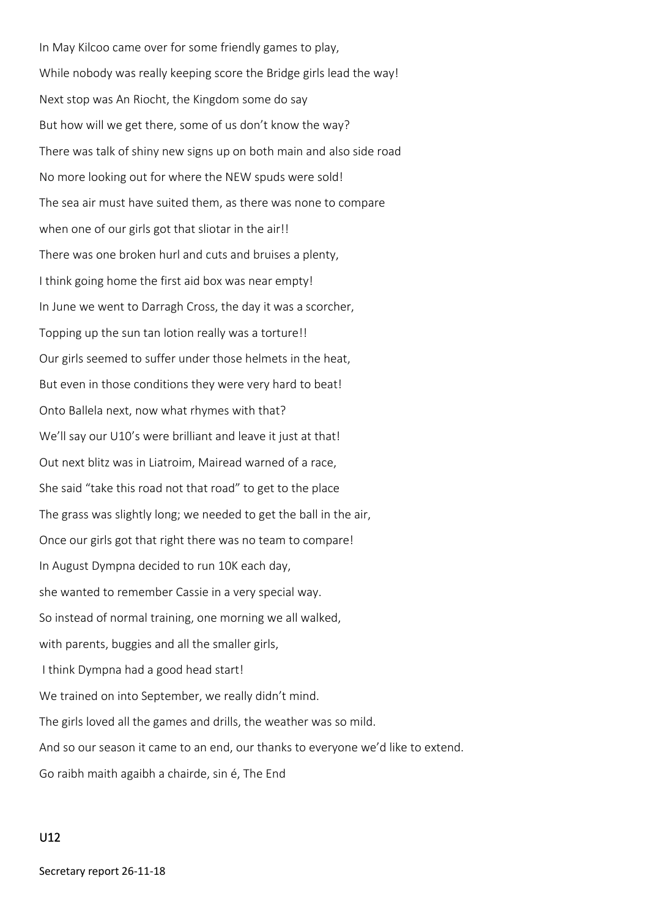In May Kilcoo came over for some friendly games to play,

While nobody was really keeping score the Bridge girls lead the way!

Next stop was An Riocht, the Kingdom some do say

But how will we get there, some of us don't know the way?

There was talk of shiny new signs up on both main and also side road

No more looking out for where the NEW spuds were sold!

The sea air must have suited them, as there was none to compare

when one of our girls got that sliotar in the air!!

There was one broken hurl and cuts and bruises a plenty,

I think going home the first aid box was near empty!

In June we went to Darragh Cross, the day it was a scorcher,

Topping up the sun tan lotion really was a torture!!

Our girls seemed to suffer under those helmets in the heat,

But even in those conditions they were very hard to beat!

Onto Ballela next, now what rhymes with that?

We'll say our U10's were brilliant and leave it just at that!

Out next blitz was in Liatroim, Mairead warned of a race,

She said "take this road not that road" to get to the place

The grass was slightly long; we needed to get the ball in the air,

Once our girls got that right there was no team to compare!

In August Dympna decided to run 10K each day,

she wanted to remember Cassie in a very special way.

So instead of normal training, one morning we all walked,

with parents, buggies and all the smaller girls,

I think Dympna had a good head start!

We trained on into September, we really didn't mind.

The girls loved all the games and drills, the weather was so mild.

And so our season it came to an end, our thanks to everyone we'd like to extend.

Go raibh maith agaibh a chairde, sin é, The End

## U12

Secretary report 26-11-18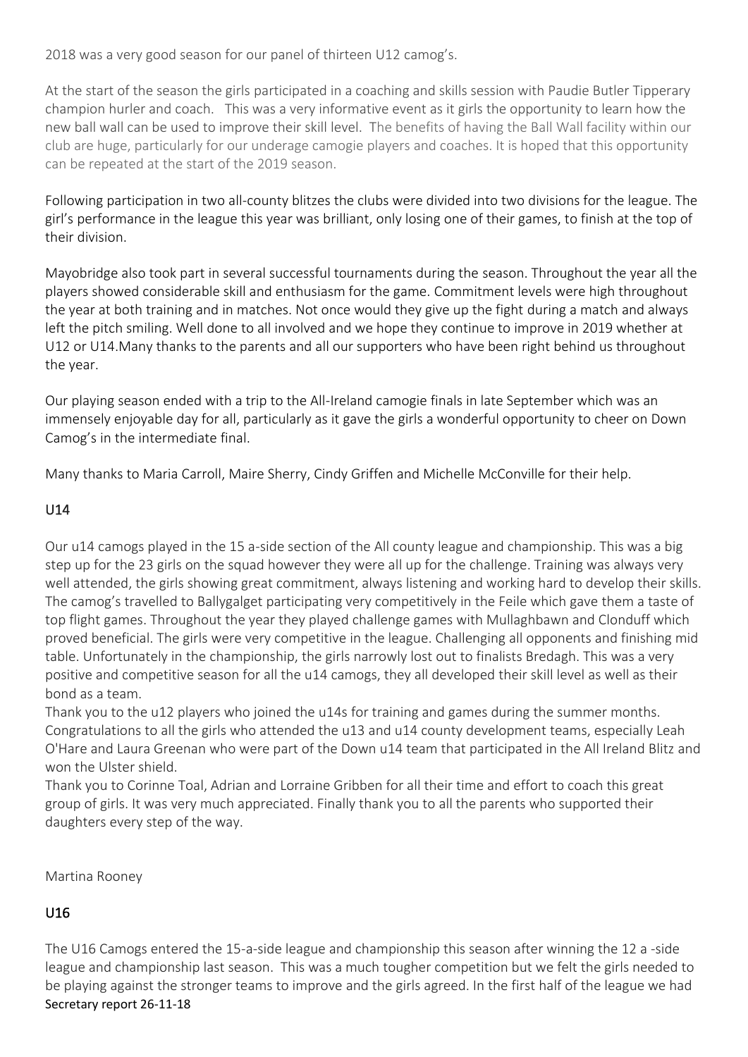2018 was a very good season for our panel of thirteen U12 camog's.

At the start of the season the girls participated in a coaching and skills session with Paudie Butler Tipperary champion hurler and coach. This was a very informative event as it girls the opportunity to learn how the new ball wall can be used to improve their skill level. The benefits of having the Ball Wall facility within our club are huge, particularly for our underage camogie players and coaches. It is hoped that this opportunity can be repeated at the start of the 2019 season.

Following participation in two all-county blitzes the clubs were divided into two divisions for the league. The girl's performance in the league this year was brilliant, only losing one of their games, to finish at the top of their division.

Mayobridge also took part in several successful tournaments during the season. Throughout the year all the players showed considerable skill and enthusiasm for the game. Commitment levels were high throughout the year at both training and in matches. Not once would they give up the fight during a match and always left the pitch smiling. Well done to all involved and we hope they continue to improve in 2019 whether at U12 or U14.Many thanks to the parents and all our supporters who have been right behind us throughout the year.

Our playing season ended with a trip to the All-Ireland camogie finals in late September which was an immensely enjoyable day for all, particularly as it gave the girls a wonderful opportunity to cheer on Down Camog's in the intermediate final.

Many thanks to Maria Carroll, Maire Sherry, Cindy Griffen and Michelle McConville for their help.

## U14

Our u14 camogs played in the 15 a-side section of the All county league and championship. This was a big step up for the 23 girls on the squad however they were all up for the challenge. Training was always very well attended, the girls showing great commitment, always listening and working hard to develop their skills. The camog's travelled to Ballygalget participating very competitively in the Feile which gave them a taste of top flight games. Throughout the year they played challenge games with Mullaghbawn and Clonduff which proved beneficial. The girls were very competitive in the league. Challenging all opponents and finishing mid table. Unfortunately in the championship, the girls narrowly lost out to finalists Bredagh. This was a very positive and competitive season for all the u14 camogs, they all developed their skill level as well as their bond as a team.

Thank you to the u12 players who joined the u14s for training and games during the summer months. Congratulations to all the girls who attended the u13 and u14 county development teams, especially Leah O'Hare and Laura Greenan who were part of the Down u14 team that participated in the All Ireland Blitz and won the Ulster shield.

Thank you to Corinne Toal, Adrian and Lorraine Gribben for all their time and effort to coach this great group of girls. It was very much appreciated. Finally thank you to all the parents who supported their daughters every step of the way.

Martina Rooney

## U16

The U16 Camogs entered the 15-a-side league and championship this season after winning the 12 a -side league and championship last season. This was a much tougher competition but we felt the girls needed to be playing against the stronger teams to improve and the girls agreed. In the first half of the league we had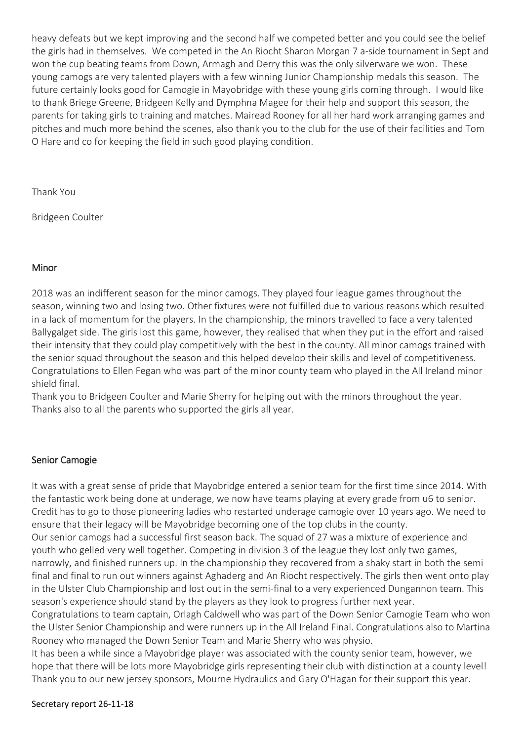heavy defeats but we kept improving and the second half we competed better and you could see the belief the girls had in themselves. We competed in the An Riocht Sharon Morgan 7 a-side tournament in Sept and won the cup beating teams from Down, Armagh and Derry this was the only silverware we won. These young camogs are very talented players with a few winning Junior Championship medals this season. The future certainly looks good for Camogie in Mayobridge with these young girls coming through. I would like to thank Briege Greene, Bridgeen Kelly and Dymphna Magee for their help and support this season, the parents for taking girls to training and matches. Mairead Rooney for all her hard work arranging games and pitches and much more behind the scenes, also thank you to the club for the use of their facilities and Tom O Hare and co for keeping the field in such good playing condition.

Thank You

Bridgeen Coulter

## Minor

2018 was an indifferent season for the minor camogs. They played four league games throughout the season, winning two and losing two. Other fixtures were not fulfilled due to various reasons which resulted in a lack of momentum for the players. In the championship, the minors travelled to face a very talented Ballygalget side. The girls lost this game, however, they realised that when they put in the effort and raised their intensity that they could play competitively with the best in the county. All minor camogs trained with the senior squad throughout the season and this helped develop their skills and level of competitiveness. Congratulations to Ellen Fegan who was part of the minor county team who played in the All Ireland minor shield final.
Thank you to Bridgeen Coulter and Marie Sherry for helping out with the minors throughout the year. Thanks also to all the parents who supported the girls all year.

## Senior Camogie

It was with a great sense of pride that Mayobridge entered a senior team for the first time since 2014. With the fantastic work being done at underage, we now have teams playing at every grade from u6 to senior. Credit has to go to those pioneering ladies who restarted underage camogie over 10 years ago. We need to ensure that their legacy will be Mayobridge becoming one of the top clubs in the county.
Our senior camogs had a successful first season back. The squad of 27 was a mixture of experience and youth who gelled very well together. Competing in division 3 of the league they lost only two games, narrowly, and finished runners up. In the championship they recovered from a shaky start in both the semi final and final to run out winners against Aghaderg and An Riocht respectively. The girls then went onto play in the Ulster Club Championship and lost out in the semi-final to a very experienced Dungannon team. This season's experience should stand by the players as they look to progress further next year.
Congratulations to team captain, Orlagh Caldwell who was part of the Down Senior Camogie Team who won the Ulster Senior Championship and were runners up in the All Ireland Final. Congratulations also to Martina Rooney who managed the Down Senior Team and Marie Sherry who was physio.
It has been a while since a Mayobridge player was associated with the county senior team, however, we hope that there will be lots more Mayobridge girls representing their club with distinction at a county level! Thank you to our new jersey sponsors, Mourne Hydraulics and Gary O'Hagan for their support this year.

Secretary report 26-11-18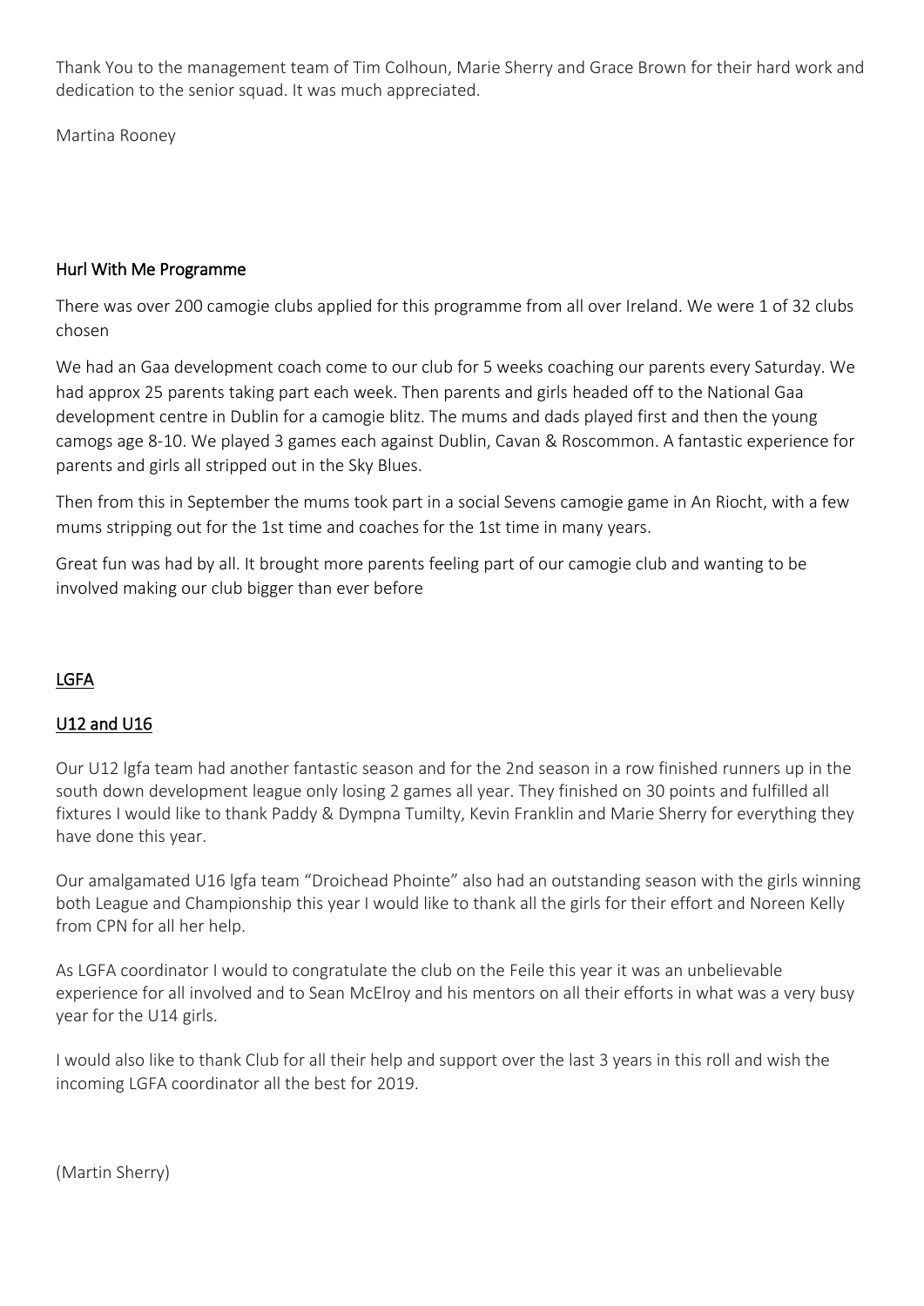Thank You to the management team of Tim Colhoun, Marie Sherry and Grace Brown for their hard work and dedication to the senior squad. It was much appreciated.

Martina Rooney

## Hurl With Me Programme

There was over 200 camogie clubs applied for this programme from all over Ireland. We were 1 of 32 clubs chosen

We had an Gaa development coach come to our club for 5 weeks coaching our parents every Saturday. We had approx 25 parents taking part each week. Then parents and girls headed off to the National Gaa development centre in Dublin for a camogie blitz. The mums and dads played first and then the young camogs age 8-10. We played 3 games each against Dublin, Cavan & Roscommon. A fantastic experience for parents and girls all stripped out in the Sky Blues.

Then from this in September the mums took part in a social Sevens camogie game in An Riocht, with a few mums stripping out for the 1st time and coaches for the 1st time in many years.

Great fun was had by all. It brought more parents feeling part of our camogie club and wanting to be involved making our club bigger than ever before

## LGFA

### U12 and U16

Our U12 lgfa team had another fantastic season and for the 2nd season in a row finished runners up in the south down development league only losing 2 games all year. They finished on 30 points and fulfilled all fixtures I would like to thank Paddy & Dympna Tumilty, Kevin Franklin and Marie Sherry for everything they have done this year.

Our amalgamated U16 lgfa team "Droichead Phointe" also had an outstanding season with the girls winning both League and Championship this year I would like to thank all the girls for their effort and Noreen Kelly from CPN for all her help.

As LGFA coordinator I would to congratulate the club on the Feile this year it was an unbelievable experience for all involved and to Sean McElroy and his mentors on all their efforts in what was a very busy year for the U14 girls.

I would also like to thank Club for all their help and support over the last 3 years in this roll and wish the incoming LGFA coordinator all the best for 2019.

(Martin Sherry)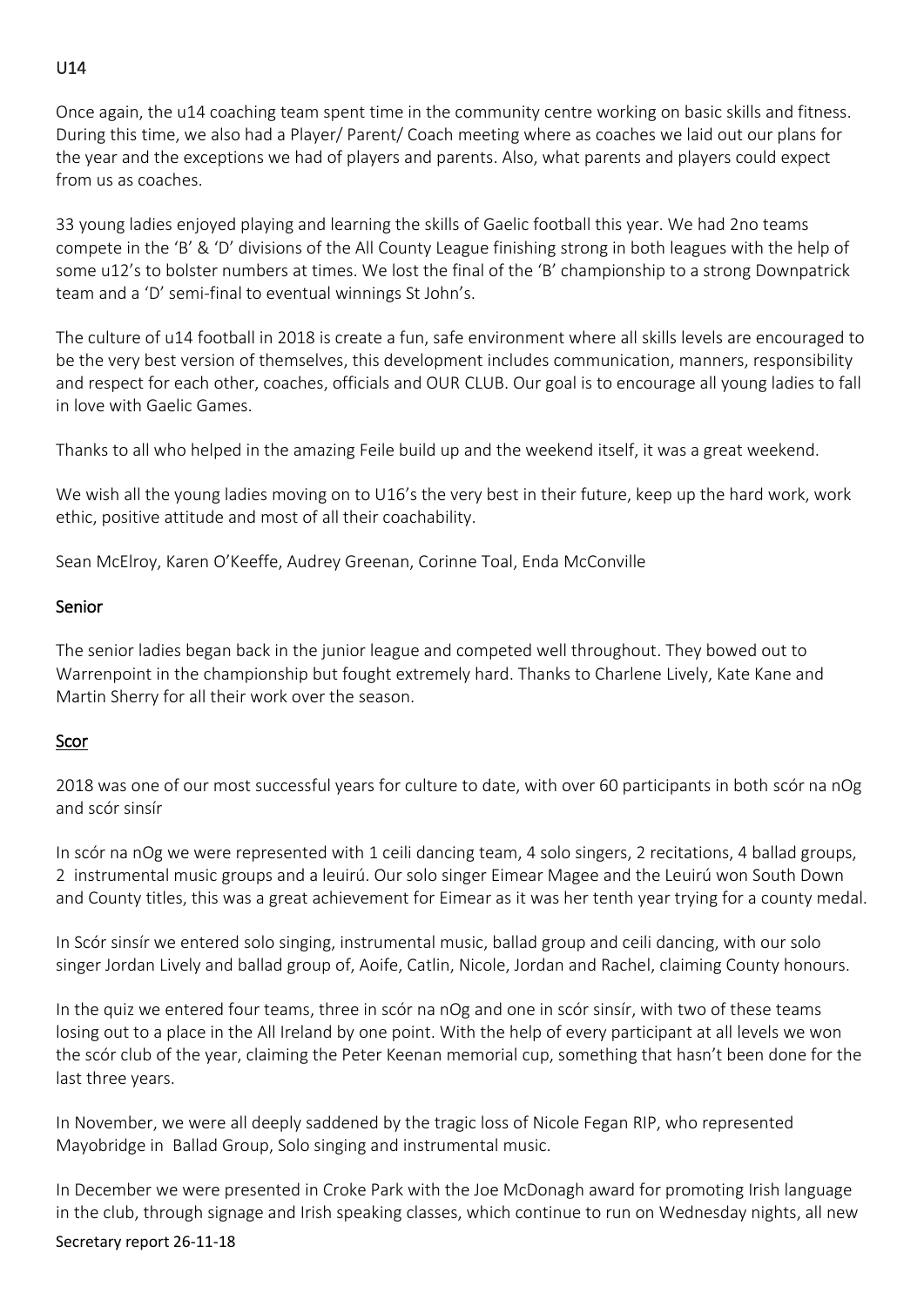## U14

Once again, the u14 coaching team spent time in the community centre working on basic skills and fitness. During this time, we also had a Player/ Parent/ Coach meeting where as coaches we laid out our plans for the year and the exceptions we had of players and parents. Also, what parents and players could expect from us as coaches.

33 young ladies enjoyed playing and learning the skills of Gaelic football this year. We had 2no teams compete in the 'B' & 'D' divisions of the All County League finishing strong in both leagues with the help of some u12's to bolster numbers at times. We lost the final of the 'B' championship to a strong Downpatrick team and a 'D' semi-final to eventual winnings St John's.

The culture of u14 football in 2018 is create a fun, safe environment where all skills levels are encouraged to be the very best version of themselves, this development includes communication, manners, responsibility and respect for each other, coaches, officials and OUR CLUB. Our goal is to encourage all young ladies to fall in love with Gaelic Games.

Thanks to all who helped in the amazing Feile build up and the weekend itself, it was a great weekend.

We wish all the young ladies moving on to U16's the very best in their future, keep up the hard work, work ethic, positive attitude and most of all their coachability.

Sean McElroy, Karen O'Keeffe, Audrey Greenan, Corinne Toal, Enda McConville

## Senior

The senior ladies began back in the junior league and competed well throughout. They bowed out to Warrenpoint in the championship but fought extremely hard. Thanks to Charlene Lively, Kate Kane and Martin Sherry for all their work over the season.

## Scor

2018 was one of our most successful years for culture to date, with over 60 participants in both scór na nOg and scór sinsír

In scór na nOg we were represented with 1 ceili dancing team, 4 solo singers, 2 recitations, 4 ballad groups, 2 instrumental music groups and a leuirú. Our solo singer Eimear Magee and the Leuirú won South Down and County titles, this was a great achievement for Eimear as it was her tenth year trying for a county medal.

In Scór sinsír we entered solo singing, instrumental music, ballad group and ceili dancing, with our solo singer Jordan Lively and ballad group of, Aoife, Catlin, Nicole, Jordan and Rachel, claiming County honours.

In the quiz we entered four teams, three in scór na nOg and one in scór sinsír, with two of these teams losing out to a place in the All Ireland by one point. With the help of every participant at all levels we won the scór club of the year, claiming the Peter Keenan memorial cup, something that hasn't been done for the last three years.

In November, we were all deeply saddened by the tragic loss of Nicole Fegan RIP, who represented Mayobridge in Ballad Group, Solo singing and instrumental music.

In December we were presented in Croke Park with the Joe McDonagh award for promoting Irish language in the club, through signage and Irish speaking classes, which continue to run on Wednesday nights, all new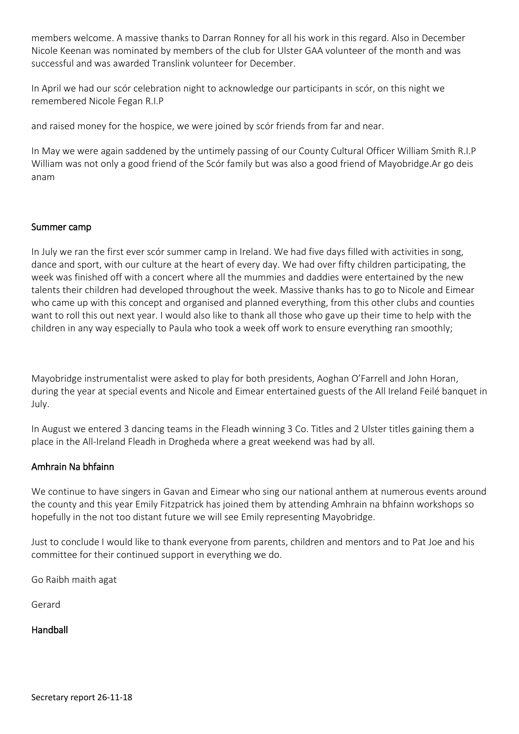members welcome. A massive thanks to Darran Ronney for all his work in this regard. Also in December Nicole Keenan was nominated by members of the club for Ulster GAA volunteer of the month and was successful and was awarded Translink volunteer for December.

In April we had our scór celebration night to acknowledge our participants in scór, on this night we remembered Nicole Fegan R.I.P

and raised money for the hospice, we were joined by scór friends from far and near.

In May we were again saddened by the untimely passing of our County Cultural Officer William Smith R.I.P William was not only a good friend of the Scór family but was also a good friend of Mayobridge.Ar go deis anam

## Summer camp

In July we ran the first ever scór summer camp in Ireland. We had five days filled with activities in song, dance and sport, with our culture at the heart of every day. We had over fifty children participating, the week was finished off with a concert where all the mummies and daddies were entertained by the new talents their children had developed throughout the week. Massive thanks has to go to Nicole and Eimear who came up with this concept and organised and planned everything, from this other clubs and counties want to roll this out next year. I would also like to thank all those who gave up their time to help with the children in any way especially to Paula who took a week off work to ensure everything ran smoothly;

Mayobridge instrumentalist were asked to play for both presidents, Aoghan O'Farrell and John Horan, during the year at special events and Nicole and Eimear entertained guests of the All Ireland Feilé banquet in July.

In August we entered 3 dancing teams in the Fleadh winning 3 Co. Titles and 2 Ulster titles gaining them a place in the All-Ireland Fleadh in Drogheda where a great weekend was had by all.

## Amhrain Na bhfainn

We continue to have singers in Gavan and Eimear who sing our national anthem at numerous events around the county and this year Emily Fitzpatrick has joined them by attending Amhrain na bhfainn workshops so hopefully in the not too distant future we will see Emily representing Mayobridge.

Just to conclude I would like to thank everyone from parents, children and mentors and to Pat Joe and his committee for their continued support in everything we do.

Go Raibh maith agat

Gerard

## Handball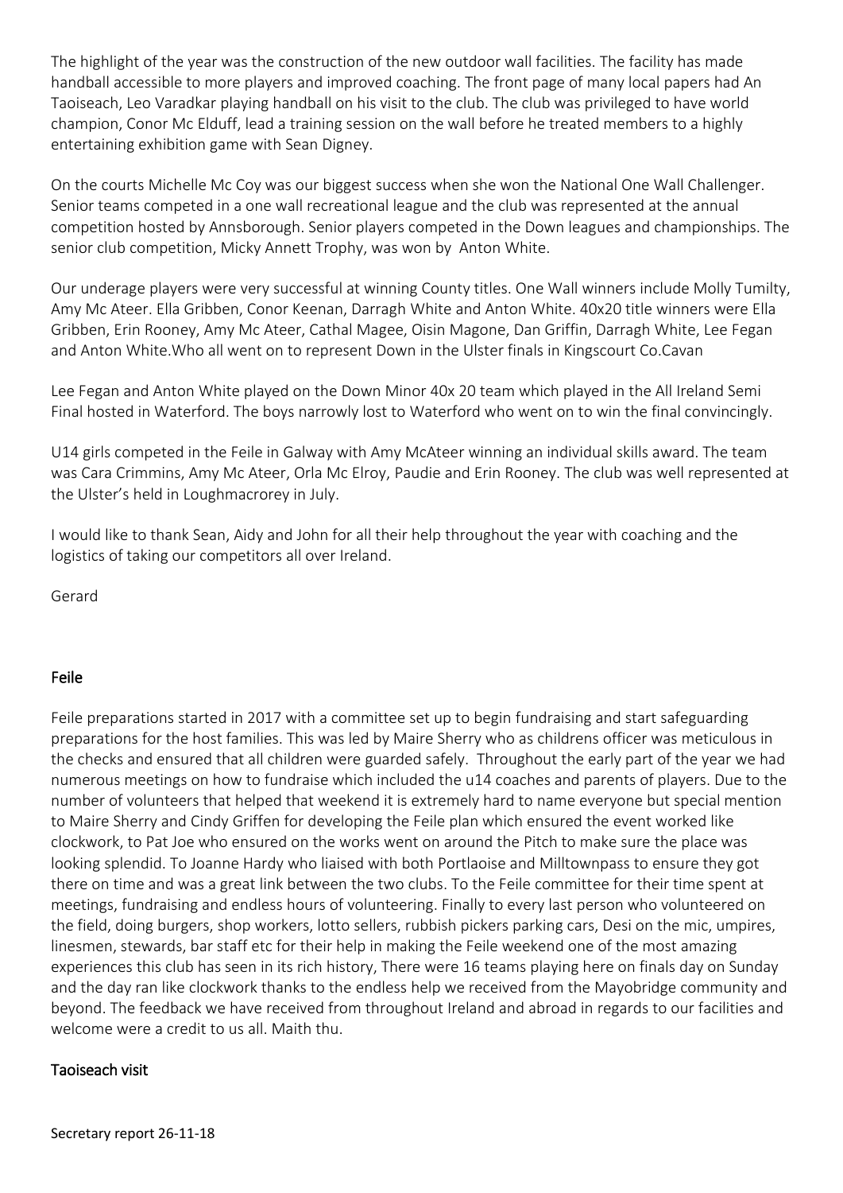The highlight of the year was the construction of the new outdoor wall facilities. The facility has made handball accessible to more players and improved coaching. The front page of many local papers had An Taoiseach, Leo Varadkar playing handball on his visit to the club. The club was privileged to have world champion, Conor Mc Elduff, lead a training session on the wall before he treated members to a highly entertaining exhibition game with Sean Digney.

On the courts Michelle Mc Coy was our biggest success when she won the National One Wall Challenger. Senior teams competed in a one wall recreational league and the club was represented at the annual competition hosted by Annsborough. Senior players competed in the Down leagues and championships. The senior club competition, Micky Annett Trophy, was won by Anton White.

Our underage players were very successful at winning County titles. One Wall winners include Molly Tumilty, Amy Mc Ateer. Ella Gribben, Conor Keenan, Darragh White and Anton White. 40x20 title winners were Ella Gribben, Erin Rooney, Amy Mc Ateer, Cathal Magee, Oisin Magone, Dan Griffin, Darragh White, Lee Fegan and Anton White.Who all went on to represent Down in the Ulster finals in Kingscourt Co.Cavan

Lee Fegan and Anton White played on the Down Minor 40x 20 team which played in the All Ireland Semi Final hosted in Waterford. The boys narrowly lost to Waterford who went on to win the final convincingly.

U14 girls competed in the Feile in Galway with Amy McAteer winning an individual skills award. The team was Cara Crimmins, Amy Mc Ateer, Orla Mc Elroy, Paudie and Erin Rooney. The club was well represented at the Ulster's held in Loughmacrorey in July.

I would like to thank Sean, Aidy and John for all their help throughout the year with coaching and the logistics of taking our competitors all over Ireland.

Gerard

## Feile

Feile preparations started in 2017 with a committee set up to begin fundraising and start safeguarding preparations for the host families. This was led by Maire Sherry who as childrens officer was meticulous in the checks and ensured that all children were guarded safely. Throughout the early part of the year we had numerous meetings on how to fundraise which included the u14 coaches and parents of players. Due to the number of volunteers that helped that weekend it is extremely hard to name everyone but special mention to Maire Sherry and Cindy Griffen for developing the Feile plan which ensured the event worked like clockwork, to Pat Joe who ensured on the works went on around the Pitch to make sure the place was looking splendid. To Joanne Hardy who liaised with both Portlaoise and Milltownpass to ensure they got there on time and was a great link between the two clubs. To the Feile committee for their time spent at meetings, fundraising and endless hours of volunteering. Finally to every last person who volunteered on the field, doing burgers, shop workers, lotto sellers, rubbish pickers parking cars, Desi on the mic, umpires, linesmen, stewards, bar staff etc for their help in making the Feile weekend one of the most amazing experiences this club has seen in its rich history, There were 16 teams playing here on finals day on Sunday and the day ran like clockwork thanks to the endless help we received from the Mayobridge community and beyond. The feedback we have received from throughout Ireland and abroad in regards to our facilities and welcome were a credit to us all. Maith thu.

## Taoiseach visit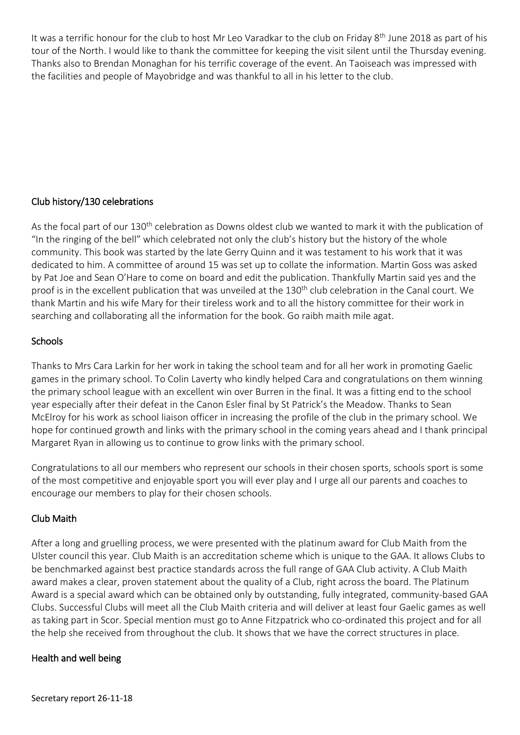It was a terrific honour for the club to host Mr Leo Varadkar to the club on Friday 8th June 2018 as part of his tour of the North. I would like to thank the committee for keeping the visit silent until the Thursday evening. Thanks also to Brendan Monaghan for his terrific coverage of the event. An Taoiseach was impressed with the facilities and people of Mayobridge and was thankful to all in his letter to the club.

## Club history/130 celebrations

As the focal part of our 130th celebration as Downs oldest club we wanted to mark it with the publication of "In the ringing of the bell" which celebrated not only the club's history but the history of the whole community. This book was started by the late Gerry Quinn and it was testament to his work that it was dedicated to him. A committee of around 15 was set up to collate the information. Martin Goss was asked by Pat Joe and Sean O'Hare to come on board and edit the publication. Thankfully Martin said yes and the proof is in the excellent publication that was unveiled at the 130th club celebration in the Canal court. We thank Martin and his wife Mary for their tireless work and to all the history committee for their work in searching and collaborating all the information for the book. Go raibh maith mile agat.

## Schools

Thanks to Mrs Cara Larkin for her work in taking the school team and for all her work in promoting Gaelic games in the primary school. To Colin Laverty who kindly helped Cara and congratulations on them winning the primary school league with an excellent win over Burren in the final. It was a fitting end to the school year especially after their defeat in the Canon Esler final by St Patrick's the Meadow. Thanks to Sean McElroy for his work as school liaison officer in increasing the profile of the club in the primary school. We hope for continued growth and links with the primary school in the coming years ahead and I thank principal Margaret Ryan in allowing us to continue to grow links with the primary school.

Congratulations to all our members who represent our schools in their chosen sports, schools sport is some of the most competitive and enjoyable sport you will ever play and I urge all our parents and coaches to encourage our members to play for their chosen schools.

## Club Maith

After a long and gruelling process, we were presented with the platinum award for Club Maith from the Ulster council this year. Club Maith is an accreditation scheme which is unique to the GAA. It allows Clubs to be benchmarked against best practice standards across the full range of GAA Club activity. A Club Maith award makes a clear, proven statement about the quality of a Club, right across the board. The Platinum Award is a special award which can be obtained only by outstanding, fully integrated, community-based GAA Clubs. Successful Clubs will meet all the Club Maith criteria and will deliver at least four Gaelic games as well as taking part in Scor. Special mention must go to Anne Fitzpatrick who co-ordinated this project and for all the help she received from throughout the club. It shows that we have the correct structures in place.

## Health and well being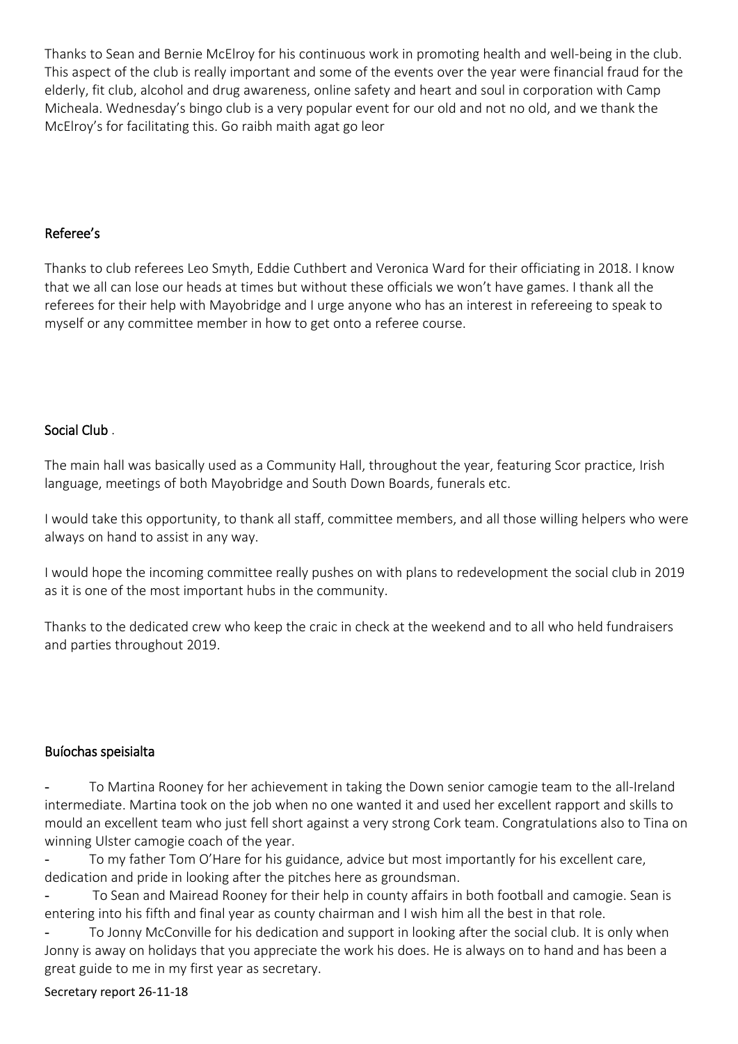Thanks to Sean and Bernie McElroy for his continuous work in promoting health and well-being in the club. This aspect of the club is really important and some of the events over the year were financial fraud for the elderly, fit club, alcohol and drug awareness, online safety and heart and soul in corporation with Camp Micheala. Wednesday's bingo club is a very popular event for our old and not no old, and we thank the McElroy's for facilitating this. Go raibh maith agat go leor

## Referee's

Thanks to club referees Leo Smyth, Eddie Cuthbert and Veronica Ward for their officiating in 2018. I know that we all can lose our heads at times but without these officials we won't have games. I thank all the referees for their help with Mayobridge and I urge anyone who has an interest in refereeing to speak to myself or any committee member in how to get onto a referee course.

## Social Club .

The main hall was basically used as a Community Hall, throughout the year, featuring Scor practice, Irish language, meetings of both Mayobridge and South Down Boards, funerals etc.

I would take this opportunity, to thank all staff, committee members, and all those willing helpers who were always on hand to assist in any way.

I would hope the incoming committee really pushes on with plans to redevelopment the social club in 2019 as it is one of the most important hubs in the community.

Thanks to the dedicated crew who keep the craic in check at the weekend and to all who held fundraisers and parties throughout 2019.

## Buíochas speisialta

- To Martina Rooney for her achievement in taking the Down senior camogie team to the all-Ireland intermediate. Martina took on the job when no one wanted it and used her excellent rapport and skills to mould an excellent team who just fell short against a very strong Cork team. Congratulations also to Tina on winning Ulster camogie coach of the year.
- To my father Tom O'Hare for his guidance, advice but most importantly for his excellent care, dedication and pride in looking after the pitches here as groundsman.
- To Sean and Mairead Rooney for their help in county affairs in both football and camogie. Sean is entering into his fifth and final year as county chairman and I wish him all the best in that role.
- To Jonny McConville for his dedication and support in looking after the social club. It is only when Jonny is away on holidays that you appreciate the work his does. He is always on to hand and has been a great guide to me in my first year as secretary.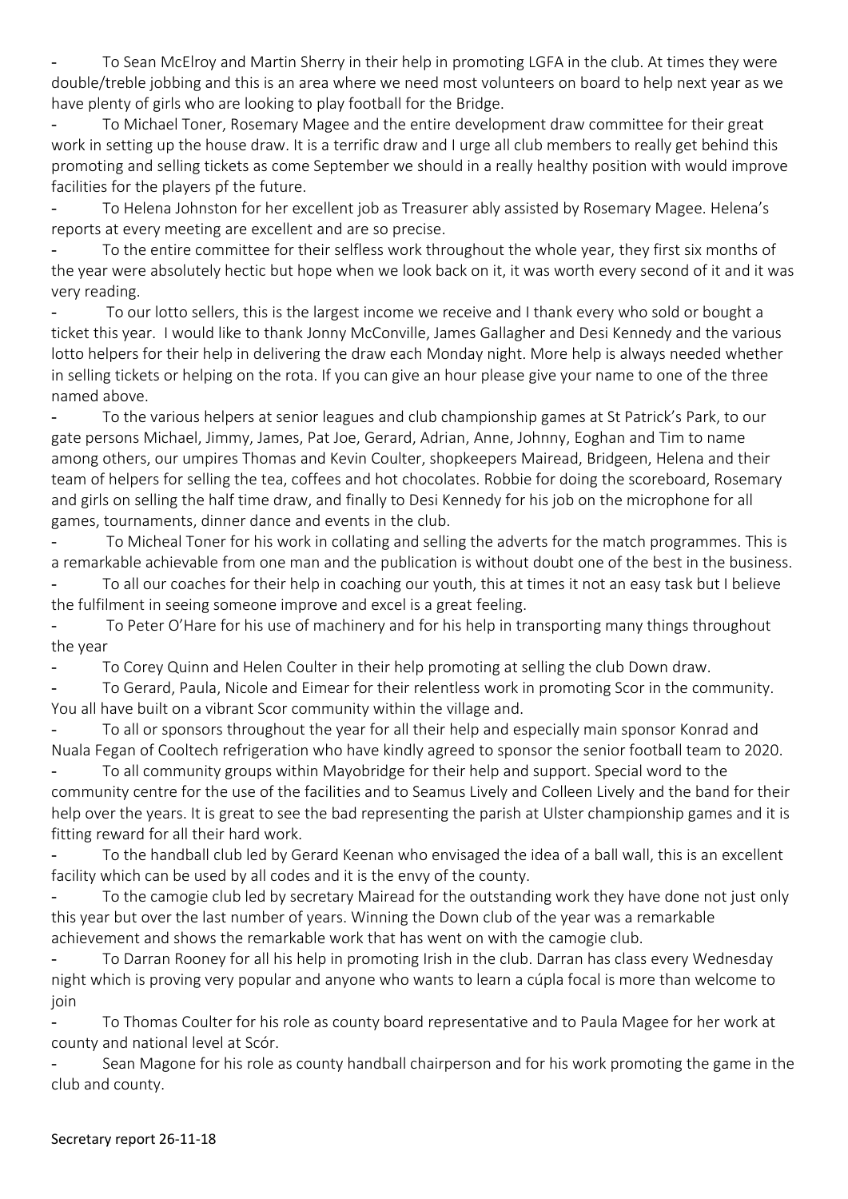- To Sean McElroy and Martin Sherry in their help in promoting LGFA in the club. At times they were double/treble jobbing and this is an area where we need most volunteers on board to help next year as we have plenty of girls who are looking to play football for the Bridge.
- To Michael Toner, Rosemary Magee and the entire development draw committee for their great work in setting up the house draw. It is a terrific draw and I urge all club members to really get behind this promoting and selling tickets as come September we should in a really healthy position with would improve facilities for the players pf the future.
- To Helena Johnston for her excellent job as Treasurer ably assisted by Rosemary Magee. Helena's reports at every meeting are excellent and are so precise.
- To the entire committee for their selfless work throughout the whole year, they first six months of the year were absolutely hectic but hope when we look back on it, it was worth every second of it and it was very reading.
- To our lotto sellers, this is the largest income we receive and I thank every who sold or bought a ticket this year. I would like to thank Jonny McConville, James Gallagher and Desi Kennedy and the various lotto helpers for their help in delivering the draw each Monday night. More help is always needed whether in selling tickets or helping on the rota. If you can give an hour please give your name to one of the three named above.
- To the various helpers at senior leagues and club championship games at St Patrick's Park, to our gate persons Michael, Jimmy, James, Pat Joe, Gerard, Adrian, Anne, Johnny, Eoghan and Tim to name among others, our umpires Thomas and Kevin Coulter, shopkeepers Mairead, Bridgeen, Helena and their team of helpers for selling the tea, coffees and hot chocolates. Robbie for doing the scoreboard, Rosemary and girls on selling the half time draw, and finally to Desi Kennedy for his job on the microphone for all games, tournaments, dinner dance and events in the club.
- To Micheal Toner for his work in collating and selling the adverts for the match programmes. This is a remarkable achievable from one man and the publication is without doubt one of the best in the business.
- To all our coaches for their help in coaching our youth, this at times it not an easy task but I believe the fulfilment in seeing someone improve and excel is a great feeling.
- To Peter O'Hare for his use of machinery and for his help in transporting many things throughout the year
- To Corey Quinn and Helen Coulter in their help promoting at selling the club Down draw.
- To Gerard, Paula, Nicole and Eimear for their relentless work in promoting Scor in the community. You all have built on a vibrant Scor community within the village and.
- To all or sponsors throughout the year for all their help and especially main sponsor Konrad and Nuala Fegan of Cooltech refrigeration who have kindly agreed to sponsor the senior football team to 2020.
- To all community groups within Mayobridge for their help and support. Special word to the community centre for the use of the facilities and to Seamus Lively and Colleen Lively and the band for their help over the years. It is great to see the bad representing the parish at Ulster championship games and it is fitting reward for all their hard work.
- To the handball club led by Gerard Keenan who envisaged the idea of a ball wall, this is an excellent facility which can be used by all codes and it is the envy of the county.
- To the camogie club led by secretary Mairead for the outstanding work they have done not just only this year but over the last number of years. Winning the Down club of the year was a remarkable achievement and shows the remarkable work that has went on with the camogie club.
- To Darran Rooney for all his help in promoting Irish in the club. Darran has class every Wednesday night which is proving very popular and anyone who wants to learn a cúpla focal is more than welcome to join
- To Thomas Coulter for his role as county board representative and to Paula Magee for her work at county and national level at Scór.
- Sean Magone for his role as county handball chairperson and for his work promoting the game in the club and county.

Secretary report 26-11-18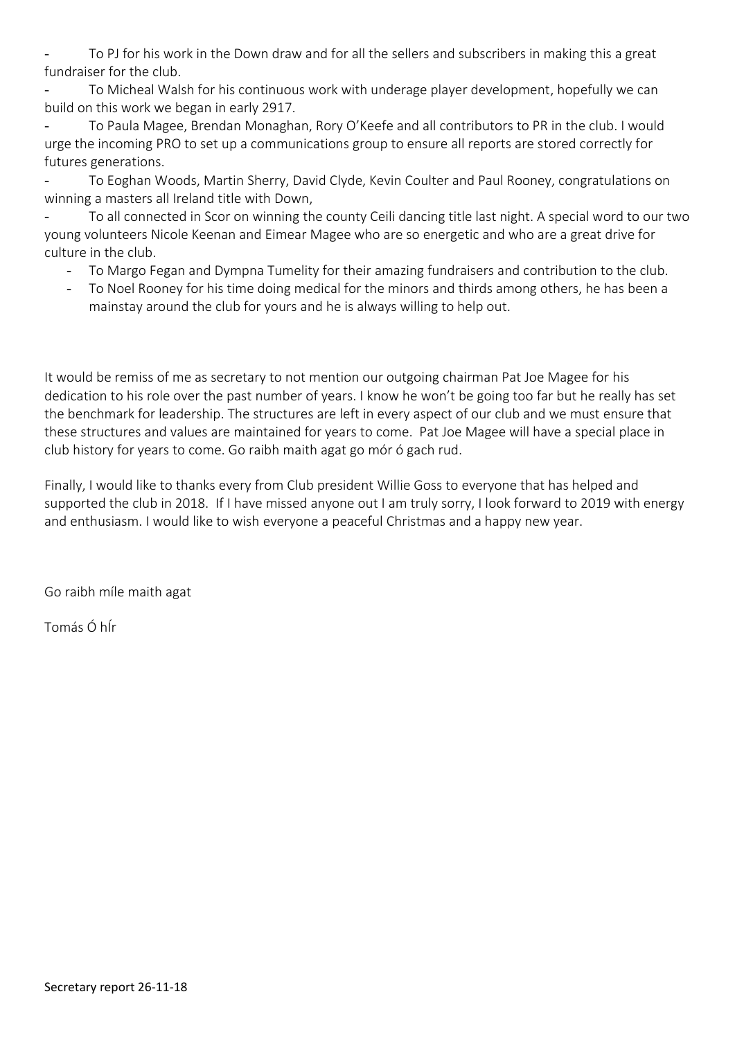- To PJ for his work in the Down draw and for all the sellers and subscribers in making this a great fundraiser for the club.
- To Micheal Walsh for his continuous work with underage player development, hopefully we can build on this work we began in early 2917.
- To Paula Magee, Brendan Monaghan, Rory O'Keefe and all contributors to PR in the club. I would urge the incoming PRO to set up a communications group to ensure all reports are stored correctly for futures generations.
- To Eoghan Woods, Martin Sherry, David Clyde, Kevin Coulter and Paul Rooney, congratulations on winning a masters all Ireland title with Down,
- To all connected in Scor on winning the county Ceili dancing title last night. A special word to our two young volunteers Nicole Keenan and Eimear Magee who are so energetic and who are a great drive for culture in the club.
- To Margo Fegan and Dympna Tumelity for their amazing fundraisers and contribution to the club.
- To Noel Rooney for his time doing medical for the minors and thirds among others, he has been a mainstay around the club for yours and he is always willing to help out.

It would be remiss of me as secretary to not mention our outgoing chairman Pat Joe Magee for his dedication to his role over the past number of years. I know he won't be going too far but he really has set the benchmark for leadership. The structures are left in every aspect of our club and we must ensure that these structures and values are maintained for years to come. Pat Joe Magee will have a special place in club history for years to come. Go raibh maith agat go mór ó gach rud.

Finally, I would like to thanks every from Club president Willie Goss to everyone that has helped and supported the club in 2018. If I have missed anyone out I am truly sorry, I look forward to 2019 with energy and enthusiasm. I would like to wish everyone a peaceful Christmas and a happy new year.

Go raibh míle maith agat

Tomás Ó hÍr

Secretary report 26-11-18